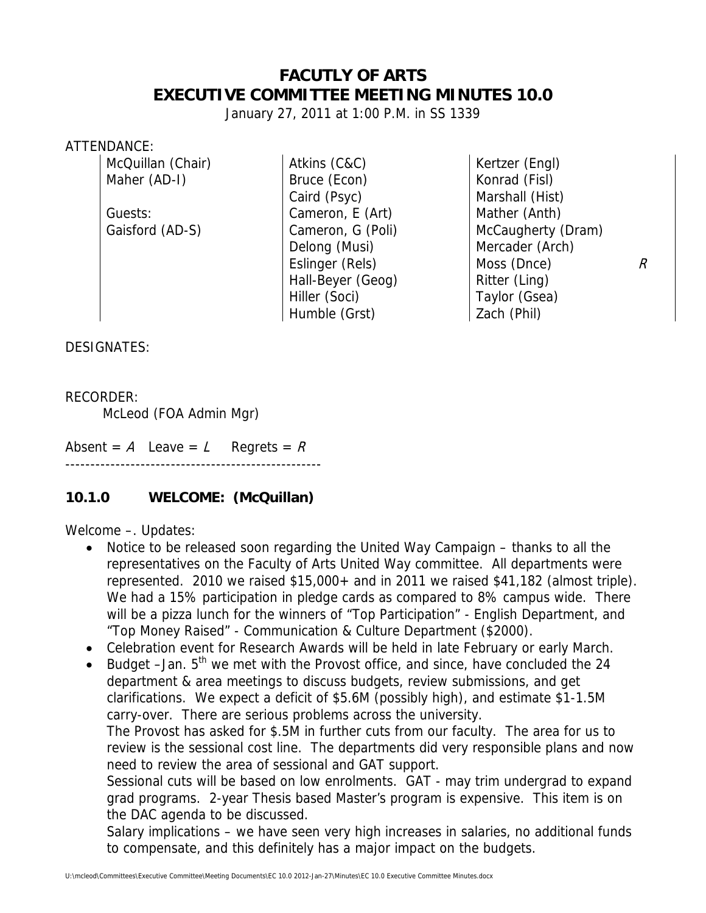# FACUTLY OF ARTS
# EXECUTIVE COMMITTEE MEETING MINUTES 10.0

January 27, 2011 at 1:00 P.M. in SS 1339

ATTENDANCE:

| | | | |
|---|---|---|---|
| McQuillan (Chair) | Atkins (C&C) | Kertzer (Engl) | |
| Maher (AD-I) | Bruce (Econ) | Konrad (Fisl) | |
| | Caird (Psyc) | Marshall (Hist) | |
| Guests: | Cameron, E (Art) | Mather (Anth) | |
| Gaisford (AD-S) | Cameron, G (Poli) | McCaugherty (Dram) | |
| | Delong (Musi) | Mercader (Arch) | |
| | Eslinger (Rels) | Moss (Dnce) | *R* |
| | Hall-Beyer (Geog) | Ritter (Ling) | |
| | Hiller (Soci) | Taylor (Gsea) | |
| | Humble (Grst) | Zach (Phil) | |

DESIGNATES:

RECORDER:

McLeod (FOA Admin Mgr)

Absent = *A*   Leave = *L*   Regrets = *R*

---

## 10.1.0 WELCOME: (McQuillan)

Welcome –. Updates:

- Notice to be released soon regarding the United Way Campaign – thanks to all the representatives on the Faculty of Arts United Way committee. All departments were represented. 2010 we raised $15,000+ and in 2011 we raised $41,182 (almost triple). We had a 15% participation in pledge cards as compared to 8% campus wide. There will be a pizza lunch for the winners of "Top Participation" - English Department, and "Top Money Raised" - Communication & Culture Department ($2000).
- Celebration event for Research Awards will be held in late February or early March.
- Budget –Jan. 5th we met with the Provost office, and since, have concluded the 24 department & area meetings to discuss budgets, review submissions, and get clarifications. We expect a deficit of $5.6M (possibly high), and estimate $1-1.5M carry-over. There are serious problems across the university.

  The Provost has asked for $.5M in further cuts from our faculty. The area for us to review is the sessional cost line. The departments did very responsible plans and now need to review the area of sessional and GAT support.

  Sessional cuts will be based on low enrolments. GAT - may trim undergrad to expand grad programs. 2-year Thesis based Master's program is expensive. This item is on the DAC agenda to be discussed.

  Salary implications – we have seen very high increases in salaries, no additional funds to compensate, and this definitely has a major impact on the budgets.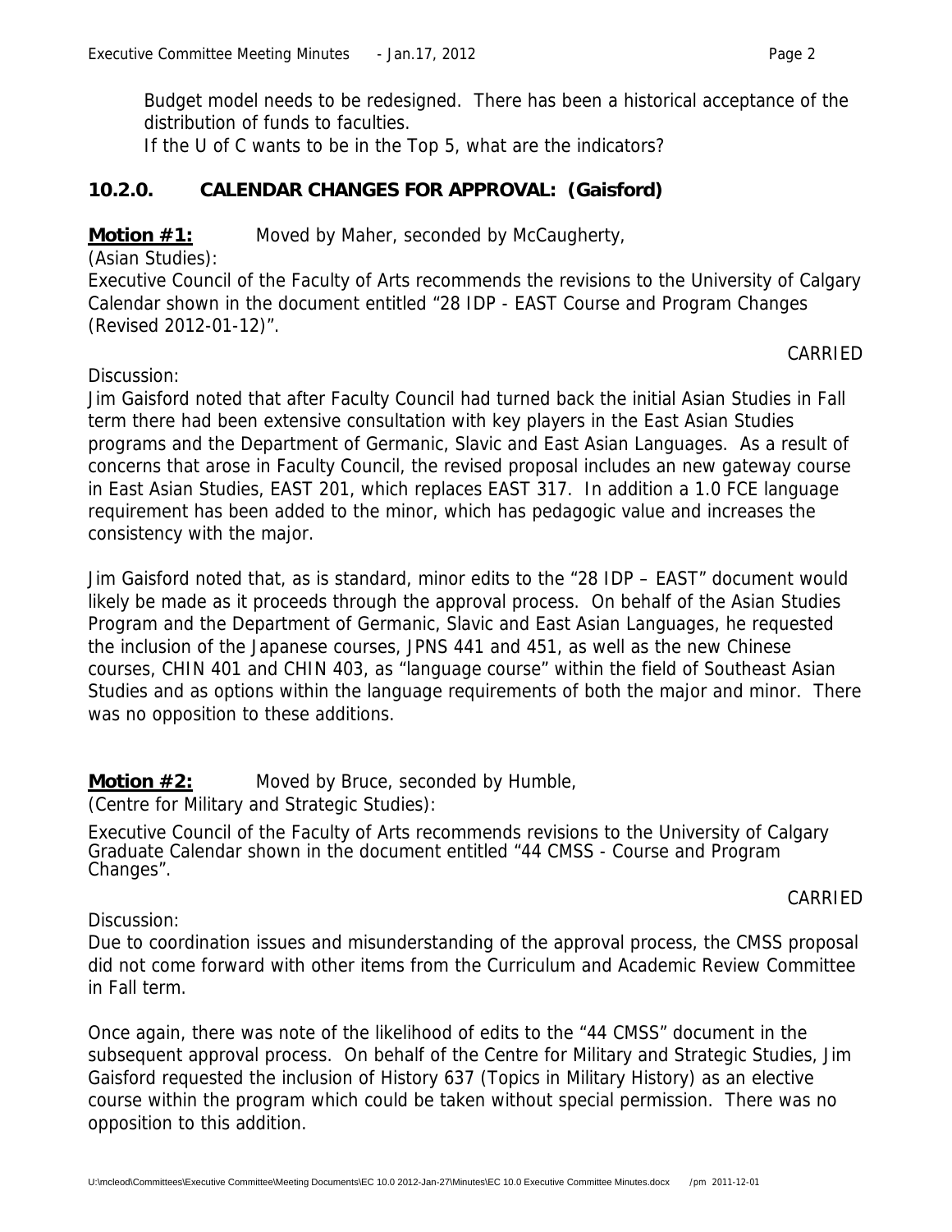Budget model needs to be redesigned. There has been a historical acceptance of the distribution of funds to faculties.
If the U of C wants to be in the Top 5, what are the indicators?

## 10.2.0. CALENDAR CHANGES FOR APPROVAL: (Gaisford)

**Motion #1:** Moved by Maher, seconded by McCaugherty,

(Asian Studies):

Executive Council of the Faculty of Arts recommends the revisions to the University of Calgary Calendar shown in the document entitled "28 IDP - EAST Course and Program Changes (Revised 2012-01-12)".

CARRIED

Discussion:

Jim Gaisford noted that after Faculty Council had turned back the initial Asian Studies in Fall term there had been extensive consultation with key players in the East Asian Studies programs and the Department of Germanic, Slavic and East Asian Languages. As a result of concerns that arose in Faculty Council, the revised proposal includes an new gateway course in East Asian Studies, EAST 201, which replaces EAST 317. In addition a 1.0 FCE language requirement has been added to the minor, which has pedagogic value and increases the consistency with the major.

Jim Gaisford noted that, as is standard, minor edits to the "28 IDP – EAST" document would likely be made as it proceeds through the approval process. On behalf of the Asian Studies Program and the Department of Germanic, Slavic and East Asian Languages, he requested the inclusion of the Japanese courses, JPNS 441 and 451, as well as the new Chinese courses, CHIN 401 and CHIN 403, as "language course" within the field of Southeast Asian Studies and as options within the language requirements of both the major and minor. There was no opposition to these additions.

**Motion #2:** Moved by Bruce, seconded by Humble,

(Centre for Military and Strategic Studies):

Executive Council of the Faculty of Arts recommends revisions to the University of Calgary Graduate Calendar shown in the document entitled "44 CMSS - Course and Program Changes".

CARRIED

Discussion:

Due to coordination issues and misunderstanding of the approval process, the CMSS proposal did not come forward with other items from the Curriculum and Academic Review Committee in Fall term.

Once again, there was note of the likelihood of edits to the "44 CMSS" document in the subsequent approval process. On behalf of the Centre for Military and Strategic Studies, Jim Gaisford requested the inclusion of History 637 (Topics in Military History) as an elective course within the program which could be taken without special permission. There was no opposition to this addition.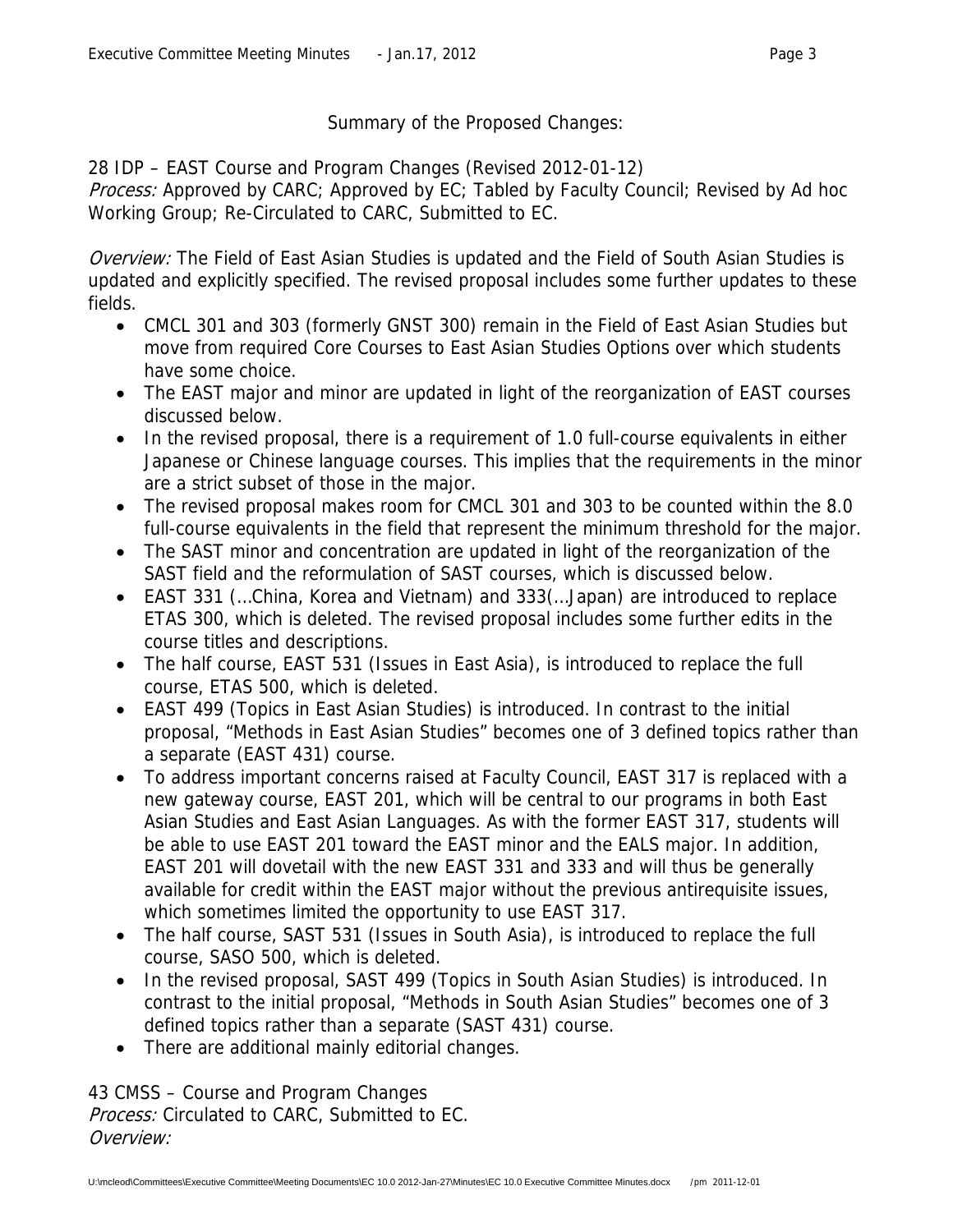Summary of the Proposed Changes:

28 IDP – EAST Course and Program Changes (Revised 2012-01-12)
*Process:* Approved by CARC; Approved by EC; Tabled by Faculty Council; Revised by Ad hoc Working Group; Re-Circulated to CARC, Submitted to EC.

*Overview:* The Field of East Asian Studies is updated and the Field of South Asian Studies is updated and explicitly specified. The revised proposal includes some further updates to these fields.

- CMCL 301 and 303 (formerly GNST 300) remain in the Field of East Asian Studies but move from required Core Courses to East Asian Studies Options over which students have some choice.
- The EAST major and minor are updated in light of the reorganization of EAST courses discussed below.
- In the revised proposal, there is a requirement of 1.0 full-course equivalents in either Japanese or Chinese language courses. This implies that the requirements in the minor are a strict subset of those in the major.
- The revised proposal makes room for CMCL 301 and 303 to be counted within the 8.0 full-course equivalents in the field that represent the minimum threshold for the major.
- The SAST minor and concentration are updated in light of the reorganization of the SAST field and the reformulation of SAST courses, which is discussed below.
- EAST 331 (…China, Korea and Vietnam) and 333(…Japan) are introduced to replace ETAS 300, which is deleted. The revised proposal includes some further edits in the course titles and descriptions.
- The half course, EAST 531 (Issues in East Asia), is introduced to replace the full course, ETAS 500, which is deleted.
- EAST 499 (Topics in East Asian Studies) is introduced. In contrast to the initial proposal, "Methods in East Asian Studies" becomes one of 3 defined topics rather than a separate (EAST 431) course.
- To address important concerns raised at Faculty Council, EAST 317 is replaced with a new gateway course, EAST 201, which will be central to our programs in both East Asian Studies and East Asian Languages. As with the former EAST 317, students will be able to use EAST 201 toward the EAST minor and the EALS major. In addition, EAST 201 will dovetail with the new EAST 331 and 333 and will thus be generally available for credit within the EAST major without the previous antirequisite issues, which sometimes limited the opportunity to use EAST 317.
- The half course, SAST 531 (Issues in South Asia), is introduced to replace the full course, SASO 500, which is deleted.
- In the revised proposal, SAST 499 (Topics in South Asian Studies) is introduced. In contrast to the initial proposal, "Methods in South Asian Studies" becomes one of 3 defined topics rather than a separate (SAST 431) course.
- There are additional mainly editorial changes.

43 CMSS – Course and Program Changes
*Process:* Circulated to CARC, Submitted to EC.
*Overview:*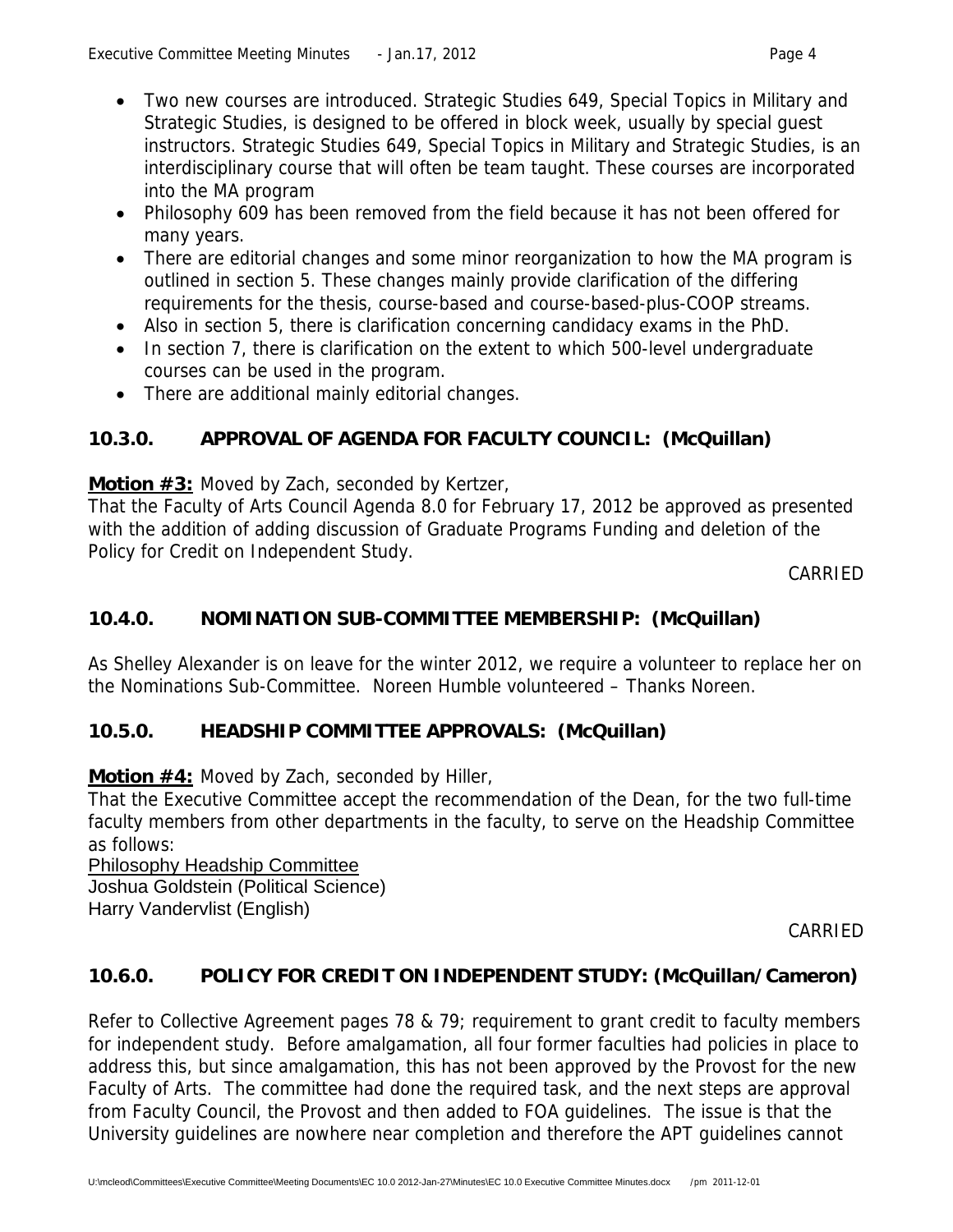- Two new courses are introduced. Strategic Studies 649, Special Topics in Military and Strategic Studies, is designed to be offered in block week, usually by special guest instructors. Strategic Studies 649, Special Topics in Military and Strategic Studies, is an interdisciplinary course that will often be team taught. These courses are incorporated into the MA program
- Philosophy 609 has been removed from the field because it has not been offered for many years.
- There are editorial changes and some minor reorganization to how the MA program is outlined in section 5. These changes mainly provide clarification of the differing requirements for the thesis, course-based and course-based-plus-COOP streams.
- Also in section 5, there is clarification concerning candidacy exams in the PhD.
- In section 7, there is clarification on the extent to which 500-level undergraduate courses can be used in the program.
- There are additional mainly editorial changes.

## 10.3.0. APPROVAL OF AGENDA FOR FACULTY COUNCIL: (McQuillan)

**Motion #3:** Moved by Zach, seconded by Kertzer,
That the Faculty of Arts Council Agenda 8.0 for February 17, 2012 be approved as presented with the addition of adding discussion of Graduate Programs Funding and deletion of the Policy for Credit on Independent Study.

CARRIED

## 10.4.0. NOMINATION SUB-COMMITTEE MEMBERSHIP: (McQuillan)

As Shelley Alexander is on leave for the winter 2012, we require a volunteer to replace her on the Nominations Sub-Committee. Noreen Humble volunteered – Thanks Noreen.

## 10.5.0. HEADSHIP COMMITTEE APPROVALS: (McQuillan)

**Motion #4:** Moved by Zach, seconded by Hiller,
That the Executive Committee accept the recommendation of the Dean, for the two full-time faculty members from other departments in the faculty, to serve on the Headship Committee as follows:
Philosophy Headship Committee
Joshua Goldstein (Political Science)
Harry Vandervlist (English)

CARRIED

## 10.6.0. POLICY FOR CREDIT ON INDEPENDENT STUDY: (McQuillan/Cameron)

Refer to Collective Agreement pages 78 & 79; requirement to grant credit to faculty members for independent study. Before amalgamation, all four former faculties had policies in place to address this, but since amalgamation, this has not been approved by the Provost for the new Faculty of Arts. The committee had done the required task, and the next steps are approval from Faculty Council, the Provost and then added to FOA guidelines. The issue is that the University guidelines are nowhere near completion and therefore the APT guidelines cannot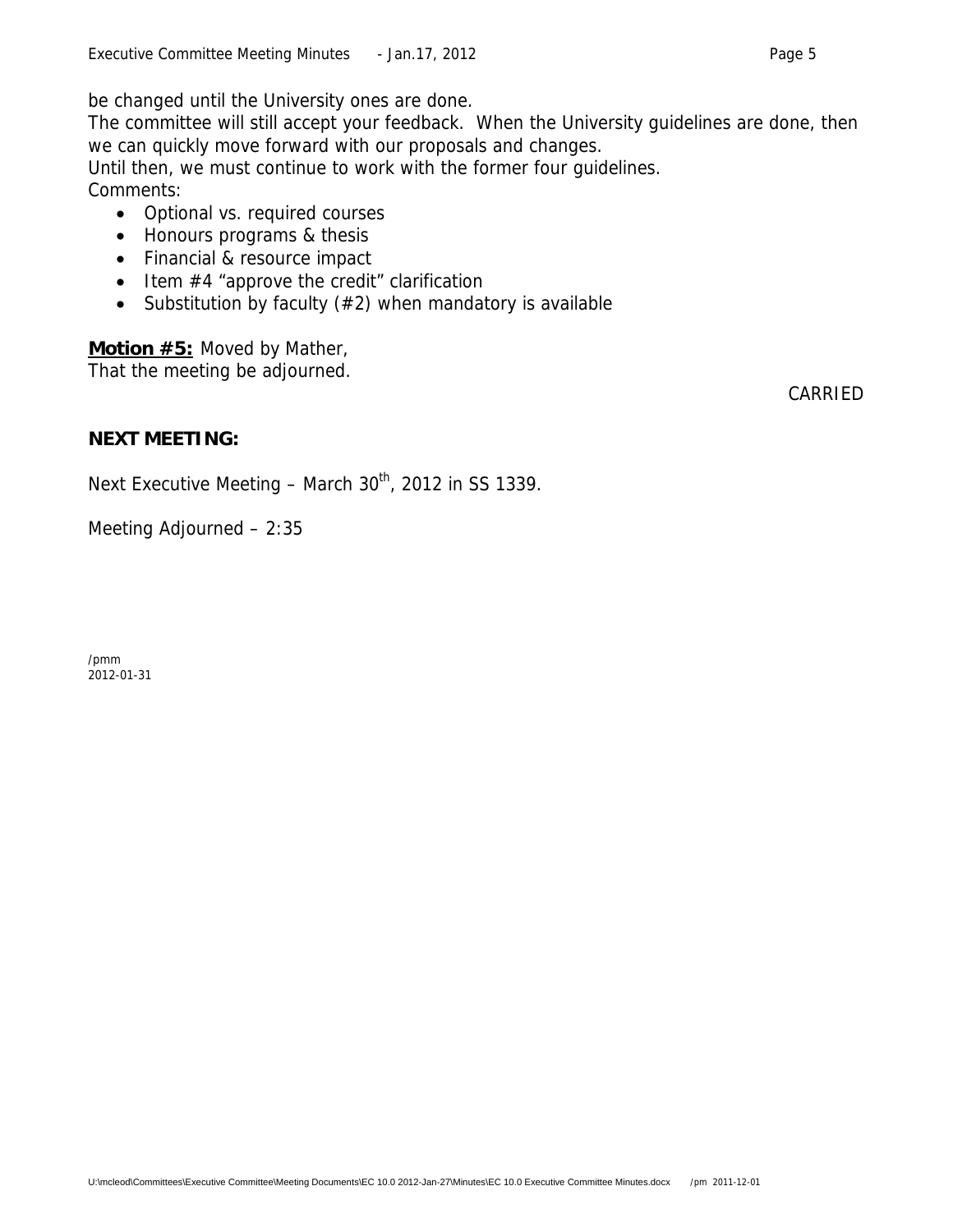be changed until the University ones are done.
The committee will still accept your feedback. When the University guidelines are done, then we can quickly move forward with our proposals and changes.
Until then, we must continue to work with the former four guidelines.
Comments:

- Optional vs. required courses
- Honours programs & thesis
- Financial & resource impact
- Item #4 "approve the credit" clarification
- Substitution by faculty (#2) when mandatory is available

**Motion #5:** Moved by Mather,
That the meeting be adjourned.

CARRIED

**NEXT MEETING:**

Next Executive Meeting – March 30th, 2012 in SS 1339.

Meeting Adjourned – 2:35

/pmm
2012-01-31